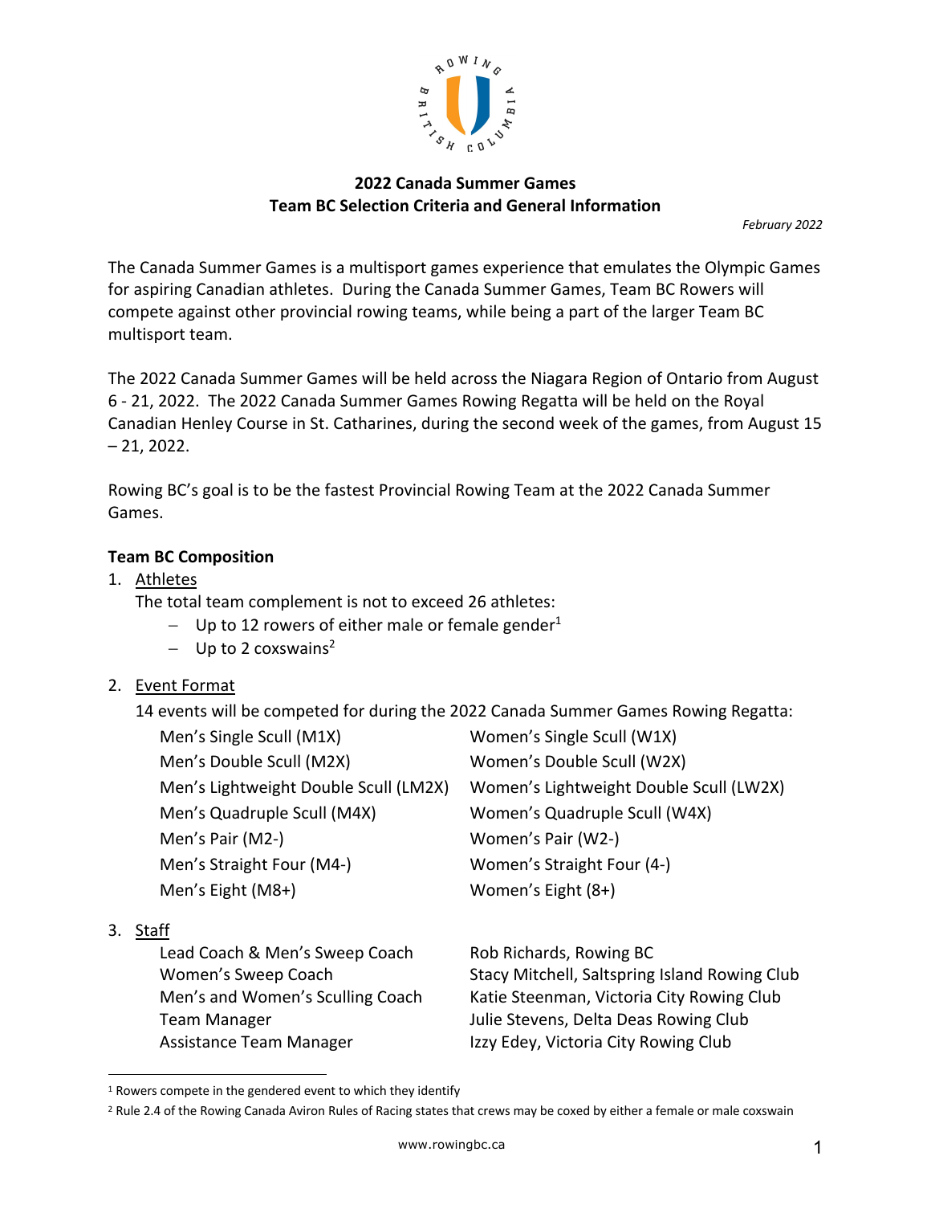## 2022 Canada Summer Games
## Team BC Selection Criteria and General Information

*February 2022*

The Canada Summer Games is a multisport games experience that emulates the Olympic Games for aspiring Canadian athletes. During the Canada Summer Games, Team BC Rowers will compete against other provincial rowing teams, while being a part of the larger Team BC multisport team.

The 2022 Canada Summer Games will be held across the Niagara Region of Ontario from August 6 - 21, 2022. The 2022 Canada Summer Games Rowing Regatta will be held on the Royal Canadian Henley Course in St. Catharines, during the second week of the games, from August 15 – 21, 2022.

Rowing BC's goal is to be the fastest Provincial Rowing Team at the 2022 Canada Summer Games.

**Team BC Composition**

1. Athletes

   The total team complement is not to exceed 26 athletes:

   - Up to 12 rowers of either male or female gender[1]
   - Up to 2 coxswains[2]

2. Event Format

   14 events will be competed for during the 2022 Canada Summer Games Rowing Regatta:

   | | |
   |---|---|
   | Men's Single Scull (M1X) | Women's Single Scull (W1X) |
   | Men's Double Scull (M2X) | Women's Double Scull (W2X) |
   | Men's Lightweight Double Scull (LM2X) | Women's Lightweight Double Scull (LW2X) |
   | Men's Quadruple Scull (M4X) | Women's Quadruple Scull (W4X) |
   | Men's Pair (M2-) | Women's Pair (W2-) |
   | Men's Straight Four (M4-) | Women's Straight Four (4-) |
   | Men's Eight (M8+) | Women's Eight (8+) |

3. Staff

   | | |
   |---|---|
   | Lead Coach & Men's Sweep Coach | Rob Richards, Rowing BC |
   | Women's Sweep Coach | Stacy Mitchell, Saltspring Island Rowing Club |
   | Men's and Women's Sculling Coach | Katie Steenman, Victoria City Rowing Club |
   | Team Manager | Julie Stevens, Delta Deas Rowing Club |
   | Assistance Team Manager | Izzy Edey, Victoria City Rowing Club |

---

[1] Rowers compete in the gendered event to which they identify

[2] Rule 2.4 of the Rowing Canada Aviron Rules of Racing states that crews may be coxed by either a female or male coxswain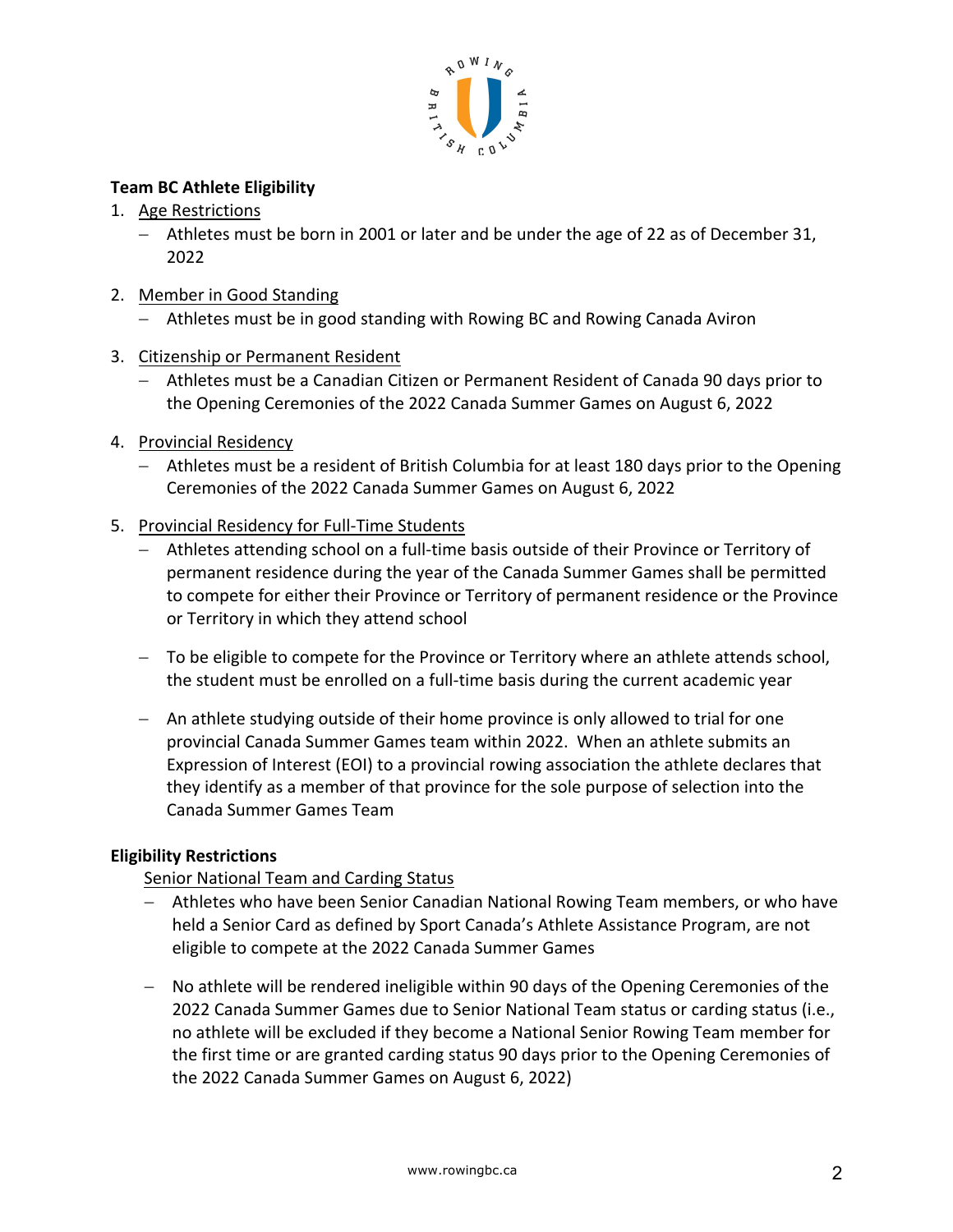**Team BC Athlete Eligibility**

1. Age Restrictions
   - Athletes must be born in 2001 or later and be under the age of 22 as of December 31, 2022

2. Member in Good Standing
   - Athletes must be in good standing with Rowing BC and Rowing Canada Aviron

3. Citizenship or Permanent Resident
   - Athletes must be a Canadian Citizen or Permanent Resident of Canada 90 days prior to the Opening Ceremonies of the 2022 Canada Summer Games on August 6, 2022

4. Provincial Residency
   - Athletes must be a resident of British Columbia for at least 180 days prior to the Opening Ceremonies of the 2022 Canada Summer Games on August 6, 2022

5. Provincial Residency for Full-Time Students
   - Athletes attending school on a full-time basis outside of their Province or Territory of permanent residence during the year of the Canada Summer Games shall be permitted to compete for either their Province or Territory of permanent residence or the Province or Territory in which they attend school
   - To be eligible to compete for the Province or Territory where an athlete attends school, the student must be enrolled on a full-time basis during the current academic year
   - An athlete studying outside of their home province is only allowed to trial for one provincial Canada Summer Games team within 2022. When an athlete submits an Expression of Interest (EOI) to a provincial rowing association the athlete declares that they identify as a member of that province for the sole purpose of selection into the Canada Summer Games Team

**Eligibility Restrictions**

Senior National Team and Carding Status

- Athletes who have been Senior Canadian National Rowing Team members, or who have held a Senior Card as defined by Sport Canada's Athlete Assistance Program, are not eligible to compete at the 2022 Canada Summer Games
- No athlete will be rendered ineligible within 90 days of the Opening Ceremonies of the 2022 Canada Summer Games due to Senior National Team status or carding status (i.e., no athlete will be excluded if they become a National Senior Rowing Team member for the first time or are granted carding status 90 days prior to the Opening Ceremonies of the 2022 Canada Summer Games on August 6, 2022)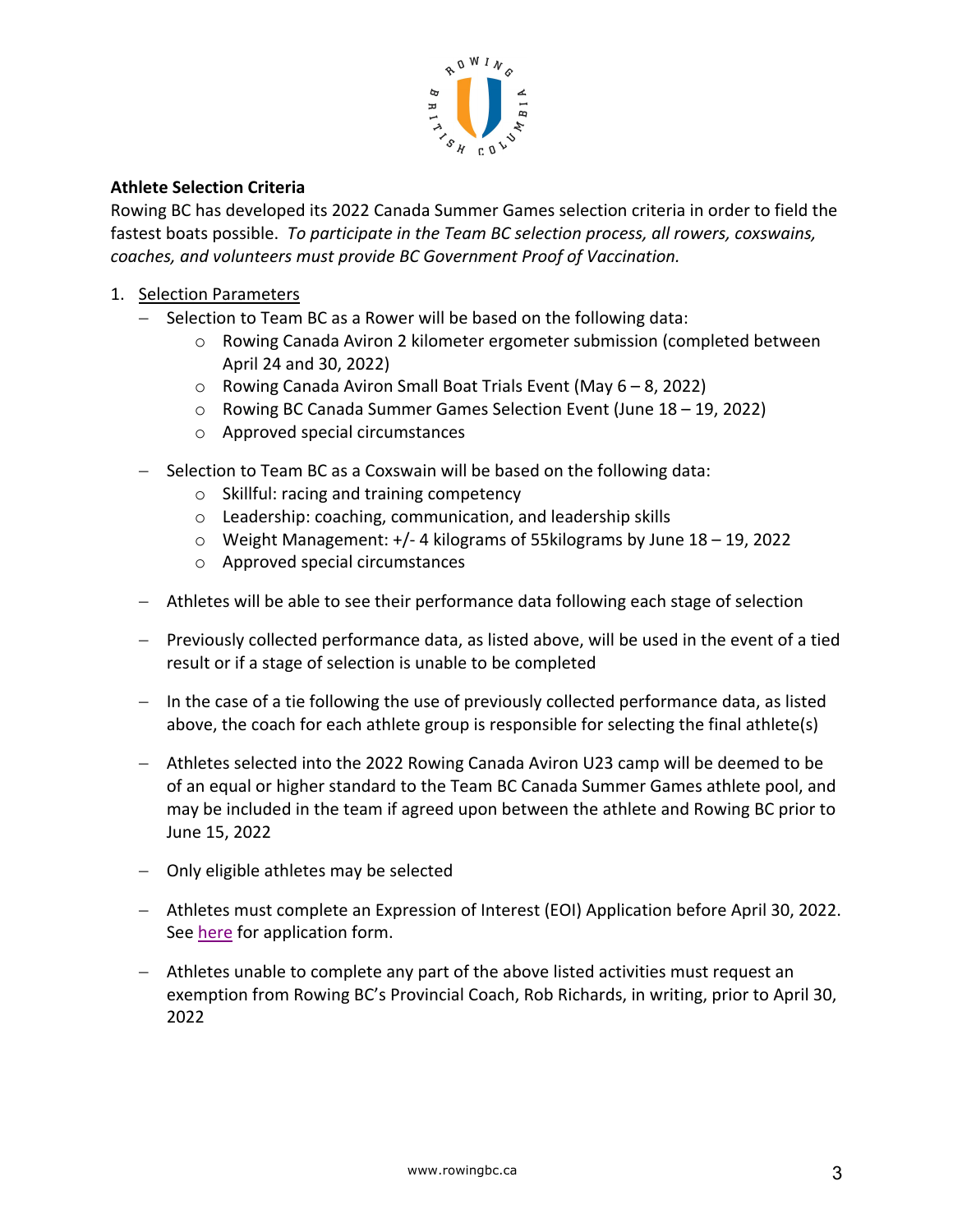**Athlete Selection Criteria**

Rowing BC has developed its 2022 Canada Summer Games selection criteria in order to field the fastest boats possible. *To participate in the Team BC selection process, all rowers, coxswains, coaches, and volunteers must provide BC Government Proof of Vaccination.*

1. Selection Parameters
   - Selection to Team BC as a Rower will be based on the following data:
     - Rowing Canada Aviron 2 kilometer ergometer submission (completed between April 24 and 30, 2022)
     - Rowing Canada Aviron Small Boat Trials Event (May 6 – 8, 2022)
     - Rowing BC Canada Summer Games Selection Event (June 18 – 19, 2022)
     - Approved special circumstances
   - Selection to Team BC as a Coxswain will be based on the following data:
     - Skillful: racing and training competency
     - Leadership: coaching, communication, and leadership skills
     - Weight Management: +/- 4 kilograms of 55kilograms by June 18 – 19, 2022
     - Approved special circumstances
   - Athletes will be able to see their performance data following each stage of selection
   - Previously collected performance data, as listed above, will be used in the event of a tied result or if a stage of selection is unable to be completed
   - In the case of a tie following the use of previously collected performance data, as listed above, the coach for each athlete group is responsible for selecting the final athlete(s)
   - Athletes selected into the 2022 Rowing Canada Aviron U23 camp will be deemed to be of an equal or higher standard to the Team BC Canada Summer Games athlete pool, and may be included in the team if agreed upon between the athlete and Rowing BC prior to June 15, 2022
   - Only eligible athletes may be selected
   - Athletes must complete an Expression of Interest (EOI) Application before April 30, 2022. See here for application form.
   - Athletes unable to complete any part of the above listed activities must request an exemption from Rowing BC's Provincial Coach, Rob Richards, in writing, prior to April 30, 2022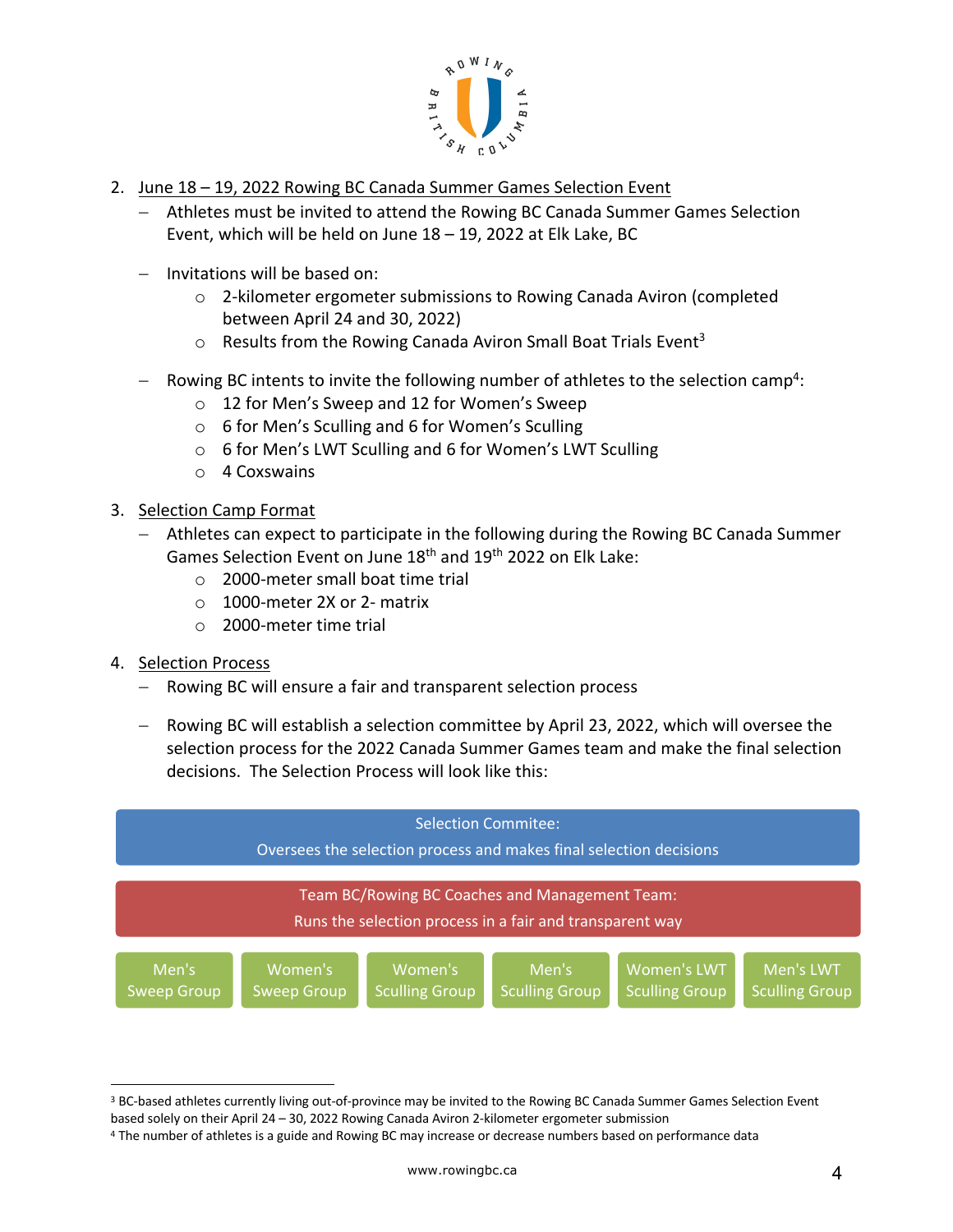2. June 18 – 19, 2022 Rowing BC Canada Summer Games Selection Event
   - Athletes must be invited to attend the Rowing BC Canada Summer Games Selection Event, which will be held on June 18 – 19, 2022 at Elk Lake, BC
   - Invitations will be based on:
     - 2-kilometer ergometer submissions to Rowing Canada Aviron (completed between April 24 and 30, 2022)
     - Results from the Rowing Canada Aviron Small Boat Trials Event[3]
   - Rowing BC intents to invite the following number of athletes to the selection camp[4]:
     - 12 for Men's Sweep and 12 for Women's Sweep
     - 6 for Men's Sculling and 6 for Women's Sculling
     - 6 for Men's LWT Sculling and 6 for Women's LWT Sculling
     - 4 Coxswains

3. Selection Camp Format
   - Athletes can expect to participate in the following during the Rowing BC Canada Summer Games Selection Event on June 18th and 19th 2022 on Elk Lake:
     - 2000-meter small boat time trial
     - 1000-meter 2X or 2- matrix
     - 2000-meter time trial

4. Selection Process
   - Rowing BC will ensure a fair and transparent selection process
   - Rowing BC will establish a selection committee by April 23, 2022, which will oversee the selection process for the 2022 Canada Summer Games team and make the final selection decisions. The Selection Process will look like this:

Selection Commitee:
Oversees the selection process and makes final selection decisions

Team BC/Rowing BC Coaches and Management Team:
Runs the selection process in a fair and transparent way

| Men's Sweep Group | Women's Sweep Group | Women's Sculling Group | Men's Sculling Group | Women's LWT Sculling Group | Men's LWT Sculling Group |
|---|---|---|---|---|---|

[3] BC-based athletes currently living out-of-province may be invited to the Rowing BC Canada Summer Games Selection Event based solely on their April 24 – 30, 2022 Rowing Canada Aviron 2-kilometer ergometer submission

[4] The number of athletes is a guide and Rowing BC may increase or decrease numbers based on performance data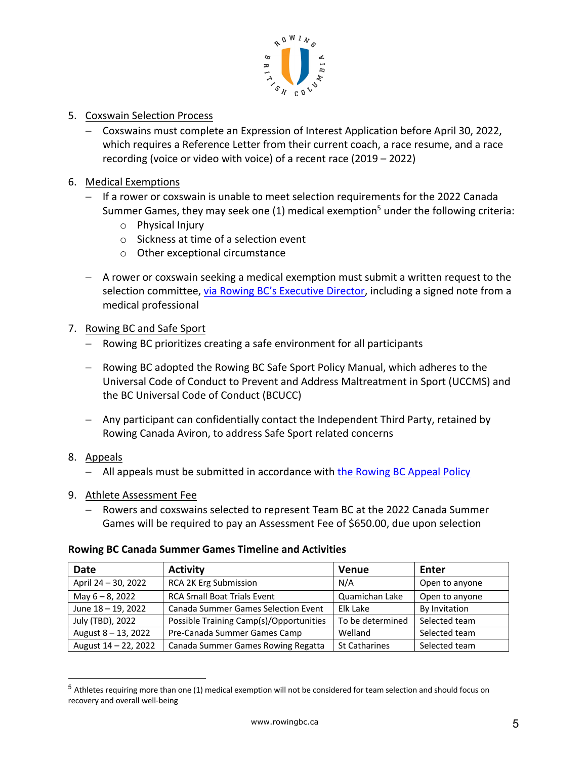5. Coxswain Selection Process
   - Coxswains must complete an Expression of Interest Application before April 30, 2022, which requires a Reference Letter from their current coach, a race resume, and a race recording (voice or video with voice) of a recent race (2019 – 2022)

6. Medical Exemptions
   - If a rower or coxswain is unable to meet selection requirements for the 2022 Canada Summer Games, they may seek one (1) medical exemption[5] under the following criteria:
     - Physical Injury
     - Sickness at time of a selection event
     - Other exceptional circumstance
   - A rower or coxswain seeking a medical exemption must submit a written request to the selection committee, via Rowing BC's Executive Director, including a signed note from a medical professional

7. Rowing BC and Safe Sport
   - Rowing BC prioritizes creating a safe environment for all participants
   - Rowing BC adopted the Rowing BC Safe Sport Policy Manual, which adheres to the Universal Code of Conduct to Prevent and Address Maltreatment in Sport (UCCMS) and the BC Universal Code of Conduct (BCUCC)
   - Any participant can confidentially contact the Independent Third Party, retained by Rowing Canada Aviron, to address Safe Sport related concerns

8. Appeals
   - All appeals must be submitted in accordance with the Rowing BC Appeal Policy

9. Athlete Assessment Fee
   - Rowers and coxswains selected to represent Team BC at the 2022 Canada Summer Games will be required to pay an Assessment Fee of $650.00, due upon selection

**Rowing BC Canada Summer Games Timeline and Activities**

| Date | Activity | Venue | Enter |
|---|---|---|---|
| April 24 – 30, 2022 | RCA 2K Erg Submission | N/A | Open to anyone |
| May 6 – 8, 2022 | RCA Small Boat Trials Event | Quamichan Lake | Open to anyone |
| June 18 – 19, 2022 | Canada Summer Games Selection Event | Elk Lake | By Invitation |
| July (TBD), 2022 | Possible Training Camp(s)/Opportunities | To be determined | Selected team |
| August 8 – 13, 2022 | Pre-Canada Summer Games Camp | Welland | Selected team |
| August 14 – 22, 2022 | Canada Summer Games Rowing Regatta | St Catharines | Selected team |

[5] Athletes requiring more than one (1) medical exemption will not be considered for team selection and should focus on recovery and overall well-being